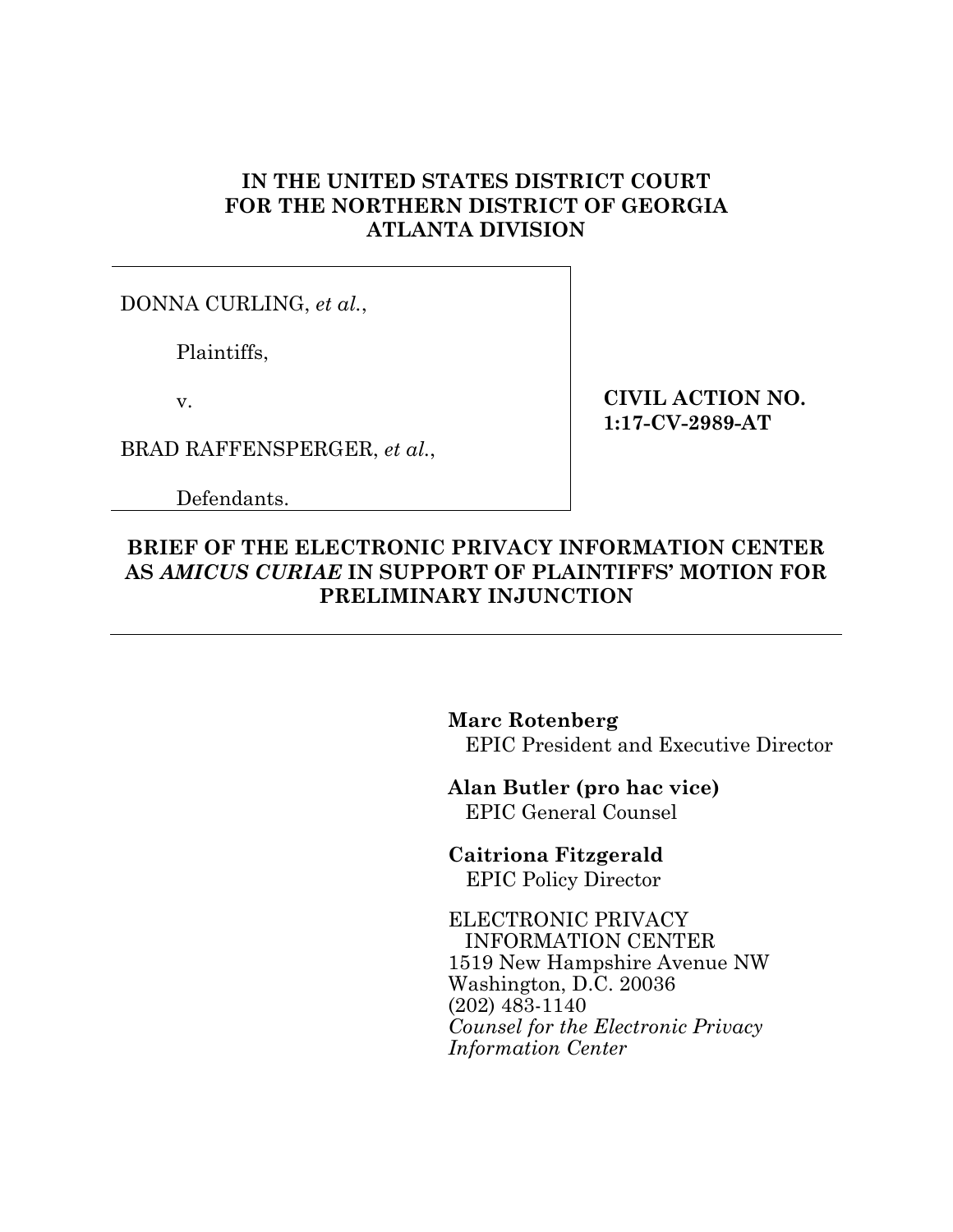**IN THE UNITED STATES DISTRICT COURT
FOR THE NORTHERN DISTRICT OF GEORGIA
ATLANTA DIVISION**

| | |
|---|---|
| DONNA CURLING, *et al.*,<br><br>Plaintiffs,<br><br>v.<br><br>BRAD RAFFENSPERGER, *et al.*,<br><br>Defendants. | **CIVIL ACTION NO. 1:17-CV-2989-AT** |

# BRIEF OF THE ELECTRONIC PRIVACY INFORMATION CENTER AS *AMICUS CURIAE* IN SUPPORT OF PLAINTIFFS' MOTION FOR PRELIMINARY INJUNCTION

**Marc Rotenberg**
EPIC President and Executive Director

**Alan Butler (pro hac vice)**
EPIC General Counsel

**Caitriona Fitzgerald**
EPIC Policy Director

ELECTRONIC PRIVACY
INFORMATION CENTER
1519 New Hampshire Avenue NW
Washington, D.C. 20036
(202) 483-1140
*Counsel for the Electronic Privacy Information Center*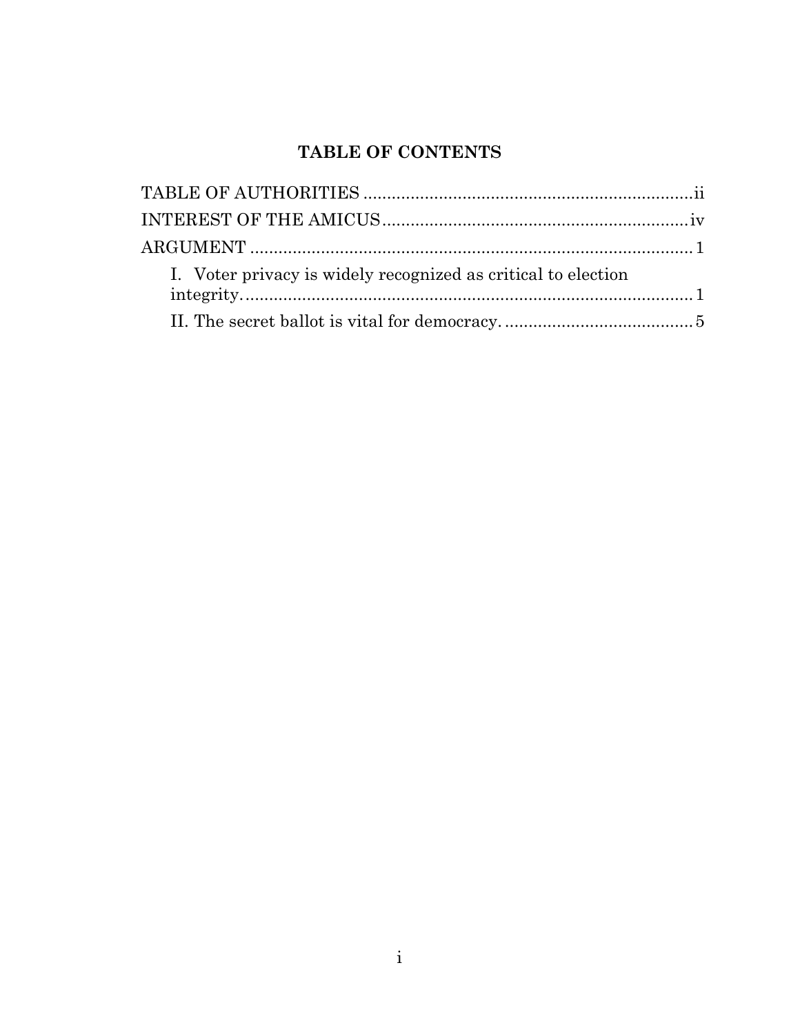# TABLE OF CONTENTS

TABLE OF AUTHORITIES .......................................................................ii

INTEREST OF THE AMICUS ..................................................................iv

ARGUMENT ..........................................................................................1

- I. Voter privacy is widely recognized as critical to election integrity. ..........................................................................................1
- II. The secret ballot is vital for democracy. ......................................5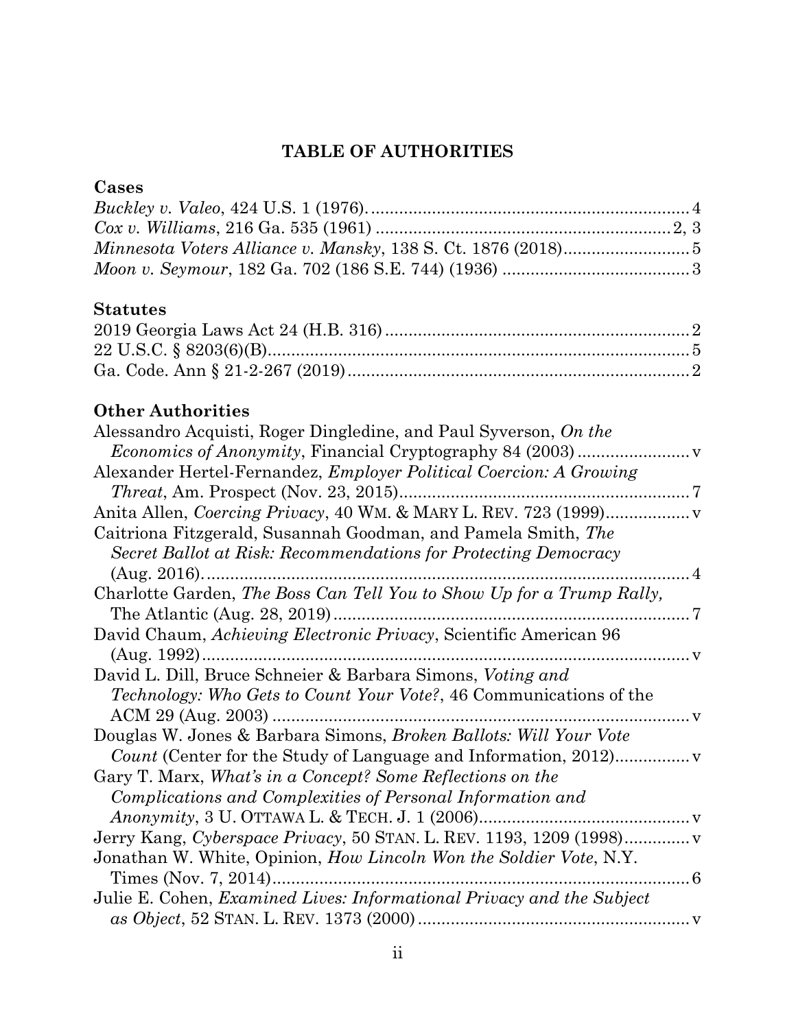## TABLE OF AUTHORITIES

### Cases

*Buckley v. Valeo*, 424 U.S. 1 (1976). .......... 4
*Cox v. Williams*, 216 Ga. 535 (1961) .......... 2, 3
*Minnesota Voters Alliance v. Mansky*, 138 S. Ct. 1876 (2018) .......... 5
*Moon v. Seymour*, 182 Ga. 702 (186 S.E. 744) (1936) .......... 3

### Statutes

2019 Georgia Laws Act 24 (H.B. 316) .......... 2
22 U.S.C. § 8203(6)(B) .......... 5
Ga. Code. Ann § 21-2-267 (2019) .......... 2

### Other Authorities

Alessandro Acquisti, Roger Dingledine, and Paul Syverson, *On the Economics of Anonymity*, Financial Cryptography 84 (2003) .......... v
Alexander Hertel-Fernandez, *Employer Political Coercion: A Growing Threat*, Am. Prospect (Nov. 23, 2015) .......... 7
Anita Allen, *Coercing Privacy*, 40 WM. & MARY L. REV. 723 (1999) .......... v
Caitriona Fitzgerald, Susannah Goodman, and Pamela Smith, *The Secret Ballot at Risk: Recommendations for Protecting Democracy* (Aug. 2016). .......... 4
Charlotte Garden, *The Boss Can Tell You to Show Up for a Trump Rally*, The Atlantic (Aug. 28, 2019) .......... 7
David Chaum, *Achieving Electronic Privacy*, Scientific American 96 (Aug. 1992) .......... v
David L. Dill, Bruce Schneier & Barbara Simons, *Voting and Technology: Who Gets to Count Your Vote?*, 46 Communications of the ACM 29 (Aug. 2003) .......... v
Douglas W. Jones & Barbara Simons, *Broken Ballots: Will Your Vote Count* (Center for the Study of Language and Information, 2012) .......... v
Gary T. Marx, *What's in a Concept? Some Reflections on the Complications and Complexities of Personal Information and Anonymity*, 3 U. OTTAWA L. & TECH. J. 1 (2006) .......... v
Jerry Kang, *Cyberspace Privacy*, 50 STAN. L. REV. 1193, 1209 (1998) .......... v
Jonathan W. White, Opinion, *How Lincoln Won the Soldier Vote*, N.Y. Times (Nov. 7, 2014) .......... 6
Julie E. Cohen, *Examined Lives: Informational Privacy and the Subject as Object*, 52 STAN. L. REV. 1373 (2000) .......... v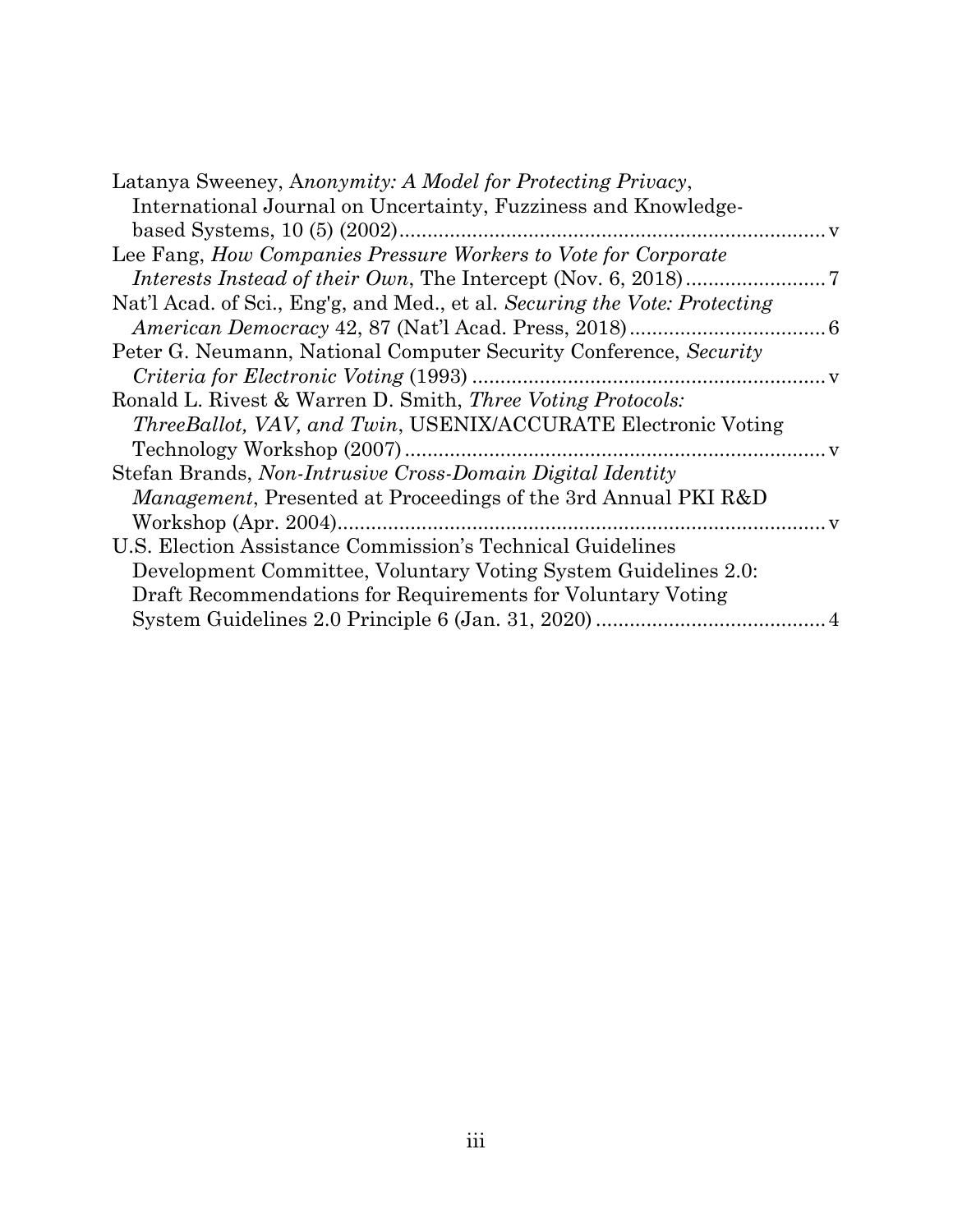Latanya Sweeney, A*nonymity: A Model for Protecting Privacy*, International Journal on Uncertainty, Fuzziness and Knowledge-based Systems, 10 (5) (2002)............................................................................ v

Lee Fang, *How Companies Pressure Workers to Vote for Corporate Interests Instead of their Own*, The Intercept (Nov. 6, 2018)......................... 7

Nat'l Acad. of Sci., Eng'g, and Med., et al. *Securing the Vote: Protecting American Democracy* 42, 87 (Nat'l Acad. Press, 2018)................................... 6

Peter G. Neumann, National Computer Security Conference, *Security Criteria for Electronic Voting* (1993) .............................................................. v

Ronald L. Rivest & Warren D. Smith, *Three Voting Protocols: ThreeBallot, VAV, and Twin*, USENIX/ACCURATE Electronic Voting Technology Workshop (2007)............................................................................ v

Stefan Brands, *Non-Intrusive Cross-Domain Digital Identity Management*, Presented at Proceedings of the 3rd Annual PKI R&D Workshop (Apr. 2004)........................................................................................ v

U.S. Election Assistance Commission's Technical Guidelines Development Committee, Voluntary Voting System Guidelines 2.0: Draft Recommendations for Requirements for Voluntary Voting System Guidelines 2.0 Principle 6 (Jan. 31, 2020) ......................................... 4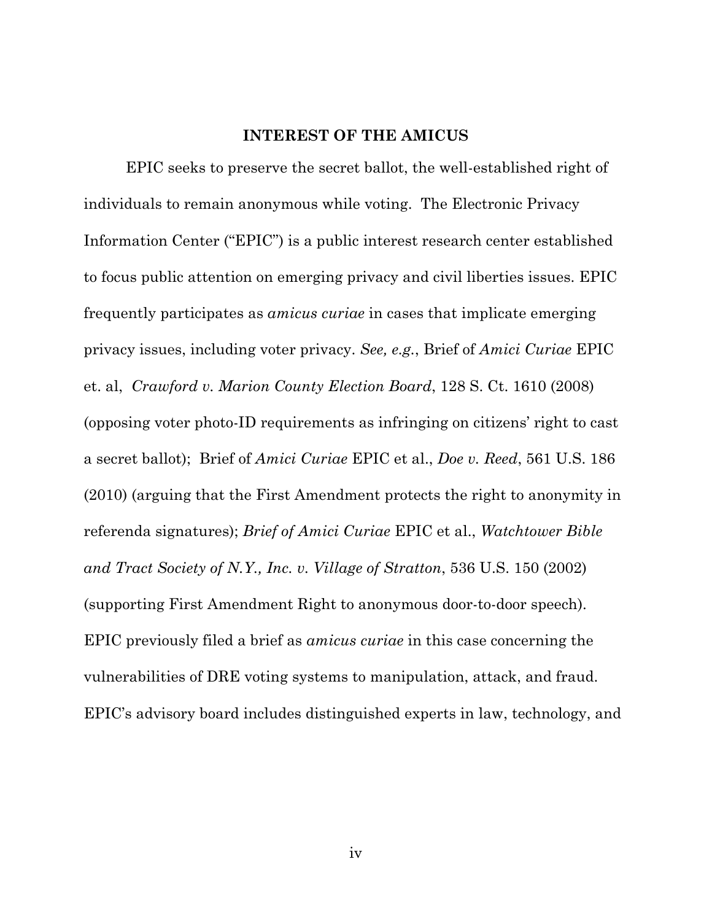## INTEREST OF THE AMICUS

EPIC seeks to preserve the secret ballot, the well-established right of individuals to remain anonymous while voting. The Electronic Privacy Information Center ("EPIC") is a public interest research center established to focus public attention on emerging privacy and civil liberties issues. EPIC frequently participates as *amicus curiae* in cases that implicate emerging privacy issues, including voter privacy. *See, e.g.*, Brief of *Amici Curiae* EPIC et. al, *Crawford v. Marion County Election Board*, 128 S. Ct. 1610 (2008) (opposing voter photo-ID requirements as infringing on citizens' right to cast a secret ballot); Brief of *Amici Curiae* EPIC et al., *Doe v. Reed*, 561 U.S. 186 (2010) (arguing that the First Amendment protects the right to anonymity in referenda signatures); *Brief of Amici Curiae* EPIC et al., *Watchtower Bible and Tract Society of N.Y., Inc. v. Village of Stratton*, 536 U.S. 150 (2002) (supporting First Amendment Right to anonymous door-to-door speech). EPIC previously filed a brief as *amicus curiae* in this case concerning the vulnerabilities of DRE voting systems to manipulation, attack, and fraud. EPIC's advisory board includes distinguished experts in law, technology, and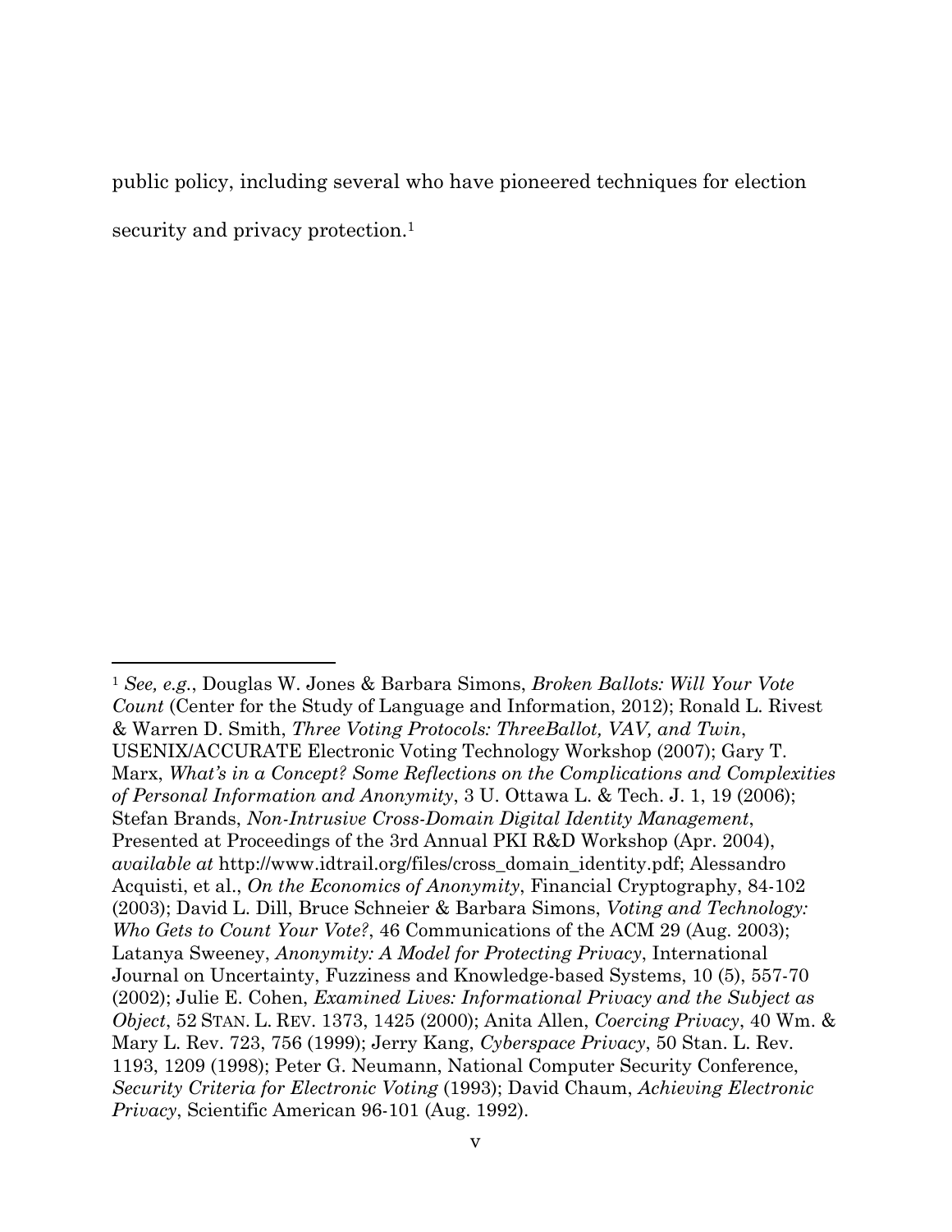public policy, including several who have pioneered techniques for election security and privacy protection.[1]

---

[1] *See, e.g.*, Douglas W. Jones & Barbara Simons, *Broken Ballots: Will Your Vote Count* (Center for the Study of Language and Information, 2012); Ronald L. Rivest & Warren D. Smith, *Three Voting Protocols: ThreeBallot, VAV, and Twin*, USENIX/ACCURATE Electronic Voting Technology Workshop (2007); Gary T. Marx, *What's in a Concept? Some Reflections on the Complications and Complexities of Personal Information and Anonymity*, 3 U. Ottawa L. & Tech. J. 1, 19 (2006); Stefan Brands, *Non-Intrusive Cross-Domain Digital Identity Management*, Presented at Proceedings of the 3rd Annual PKI R&D Workshop (Apr. 2004), *available at* http://www.idtrail.org/files/cross_domain_identity.pdf; Alessandro Acquisti, et al., *On the Economics of Anonymity*, Financial Cryptography, 84-102 (2003); David L. Dill, Bruce Schneier & Barbara Simons, *Voting and Technology: Who Gets to Count Your Vote?*, 46 Communications of the ACM 29 (Aug. 2003); Latanya Sweeney, *Anonymity: A Model for Protecting Privacy*, International Journal on Uncertainty, Fuzziness and Knowledge-based Systems, 10 (5), 557-70 (2002); Julie E. Cohen, *Examined Lives: Informational Privacy and the Subject as Object*, 52 STAN. L. REV. 1373, 1425 (2000); Anita Allen, *Coercing Privacy*, 40 Wm. & Mary L. Rev. 723, 756 (1999); Jerry Kang, *Cyberspace Privacy*, 50 Stan. L. Rev. 1193, 1209 (1998); Peter G. Neumann, National Computer Security Conference, *Security Criteria for Electronic Voting* (1993); David Chaum, *Achieving Electronic Privacy*, Scientific American 96-101 (Aug. 1992).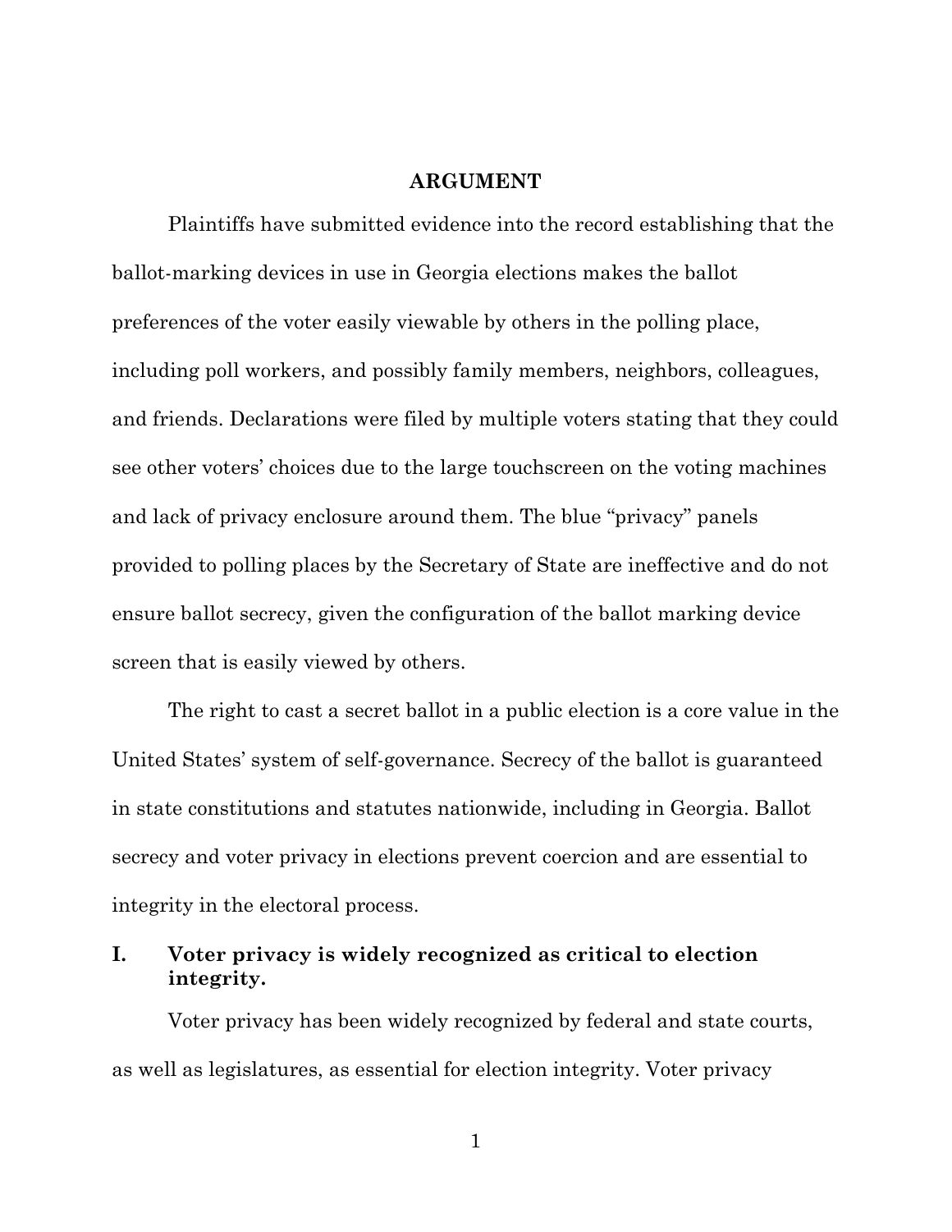# ARGUMENT

Plaintiffs have submitted evidence into the record establishing that the ballot-marking devices in use in Georgia elections makes the ballot preferences of the voter easily viewable by others in the polling place, including poll workers, and possibly family members, neighbors, colleagues, and friends. Declarations were filed by multiple voters stating that they could see other voters' choices due to the large touchscreen on the voting machines and lack of privacy enclosure around them. The blue "privacy" panels provided to polling places by the Secretary of State are ineffective and do not ensure ballot secrecy, given the configuration of the ballot marking device screen that is easily viewed by others.

The right to cast a secret ballot in a public election is a core value in the United States' system of self-governance. Secrecy of the ballot is guaranteed in state constitutions and statutes nationwide, including in Georgia. Ballot secrecy and voter privacy in elections prevent coercion and are essential to integrity in the electoral process.

## I. Voter privacy is widely recognized as critical to election integrity.

Voter privacy has been widely recognized by federal and state courts, as well as legislatures, as essential for election integrity. Voter privacy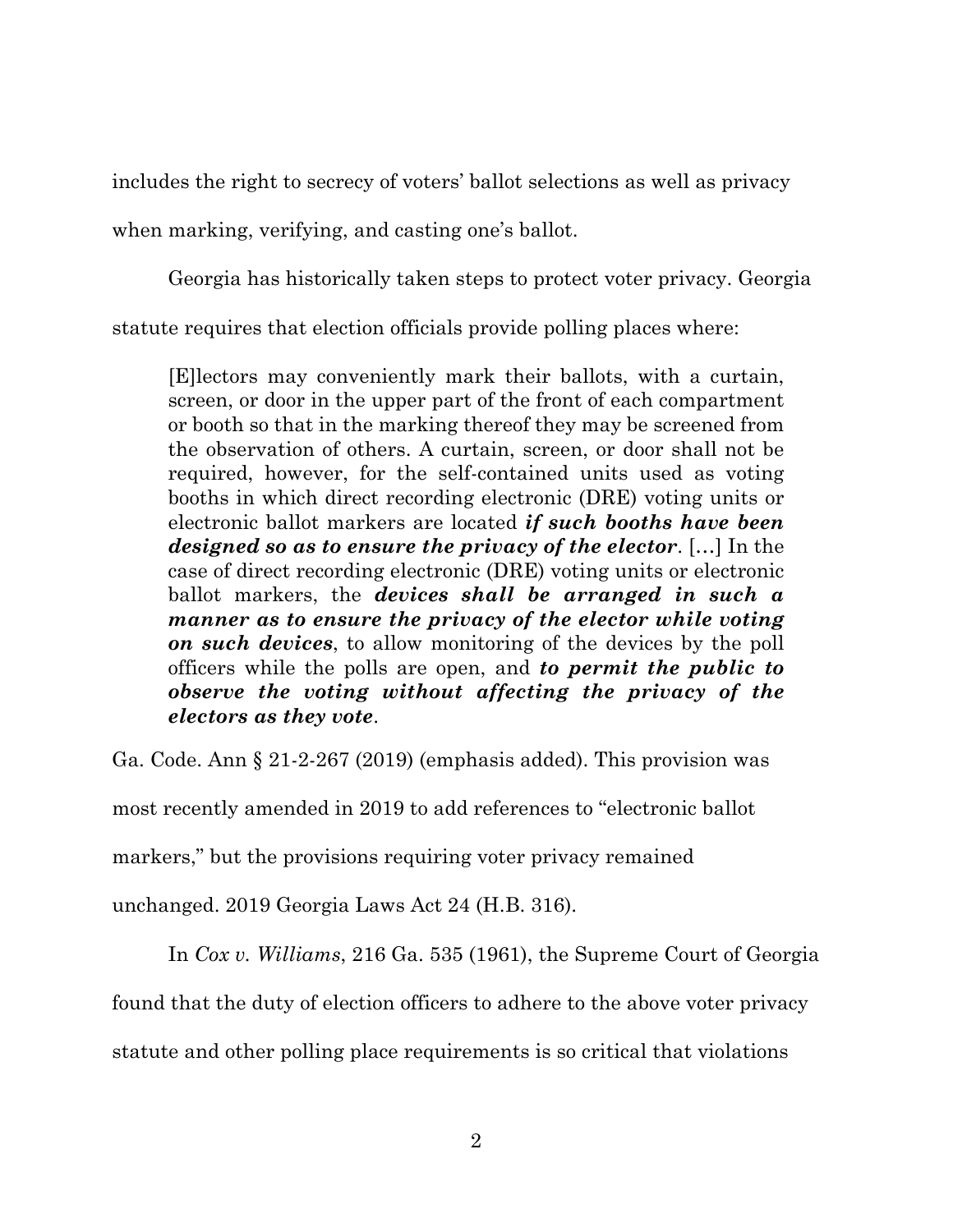includes the right to secrecy of voters' ballot selections as well as privacy when marking, verifying, and casting one's ballot.

Georgia has historically taken steps to protect voter privacy. Georgia statute requires that election officials provide polling places where:

> [E]lectors may conveniently mark their ballots, with a curtain, screen, or door in the upper part of the front of each compartment or booth so that in the marking thereof they may be screened from the observation of others. A curtain, screen, or door shall not be required, however, for the self-contained units used as voting booths in which direct recording electronic (DRE) voting units or electronic ballot markers are located ***if such booths have been designed so as to ensure the privacy of the elector***. [...] In the case of direct recording electronic (DRE) voting units or electronic ballot markers, the ***devices shall be arranged in such a manner as to ensure the privacy of the elector while voting on such devices***, to allow monitoring of the devices by the poll officers while the polls are open, and ***to permit the public to observe the voting without affecting the privacy of the electors as they vote***.

Ga. Code. Ann § 21-2-267 (2019) (emphasis added). This provision was most recently amended in 2019 to add references to "electronic ballot markers," but the provisions requiring voter privacy remained unchanged. 2019 Georgia Laws Act 24 (H.B. 316).

In *Cox v. Williams*, 216 Ga. 535 (1961), the Supreme Court of Georgia found that the duty of election officers to adhere to the above voter privacy statute and other polling place requirements is so critical that violations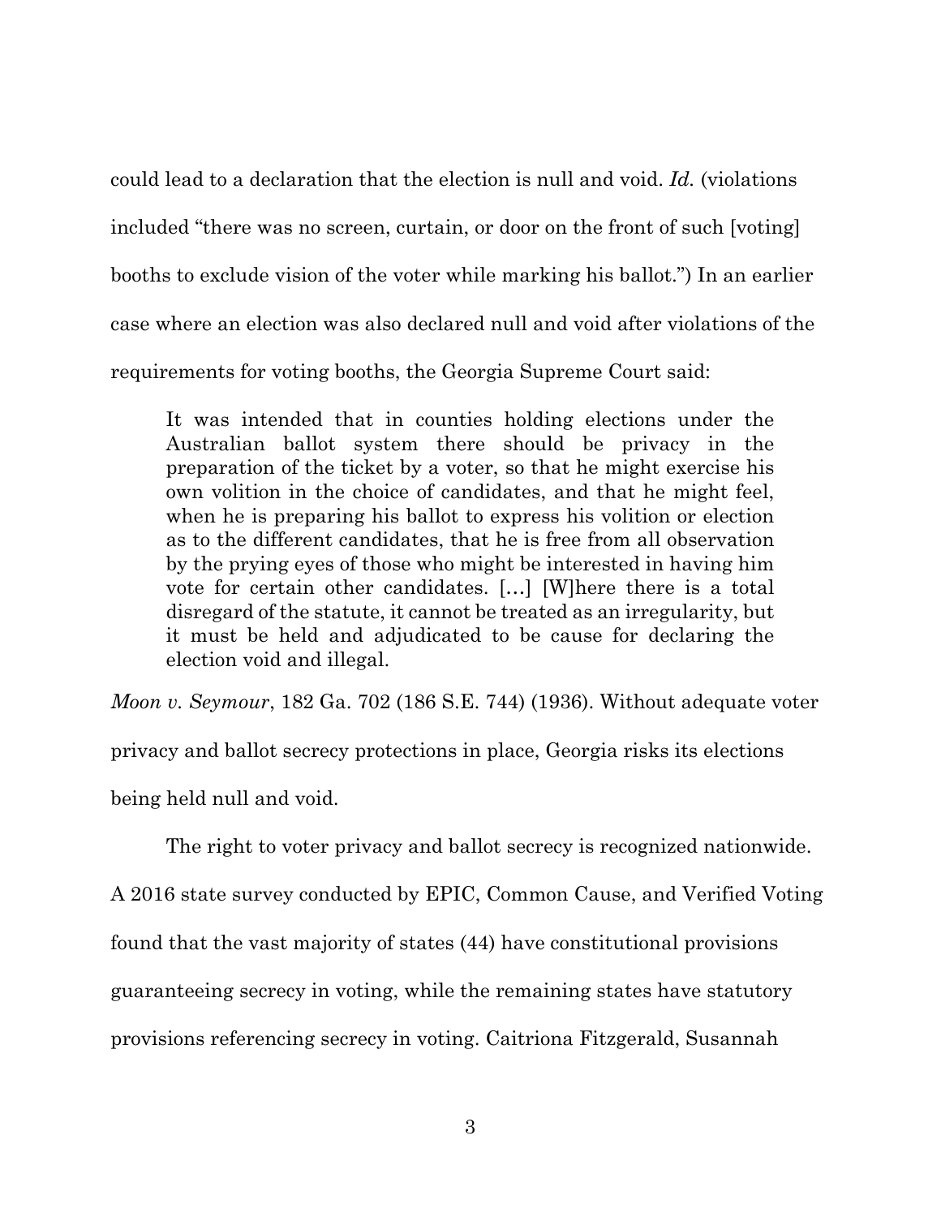could lead to a declaration that the election is null and void. *Id.* (violations included "there was no screen, curtain, or door on the front of such [voting] booths to exclude vision of the voter while marking his ballot.") In an earlier case where an election was also declared null and void after violations of the requirements for voting booths, the Georgia Supreme Court said:

> It was intended that in counties holding elections under the Australian ballot system there should be privacy in the preparation of the ticket by a voter, so that he might exercise his own volition in the choice of candidates, and that he might feel, when he is preparing his ballot to express his volition or election as to the different candidates, that he is free from all observation by the prying eyes of those who might be interested in having him vote for certain other candidates. […] [W]here there is a total disregard of the statute, it cannot be treated as an irregularity, but it must be held and adjudicated to be cause for declaring the election void and illegal.

*Moon v. Seymour*, 182 Ga. 702 (186 S.E. 744) (1936). Without adequate voter privacy and ballot secrecy protections in place, Georgia risks its elections being held null and void.

The right to voter privacy and ballot secrecy is recognized nationwide. A 2016 state survey conducted by EPIC, Common Cause, and Verified Voting found that the vast majority of states (44) have constitutional provisions guaranteeing secrecy in voting, while the remaining states have statutory provisions referencing secrecy in voting. Caitriona Fitzgerald, Susannah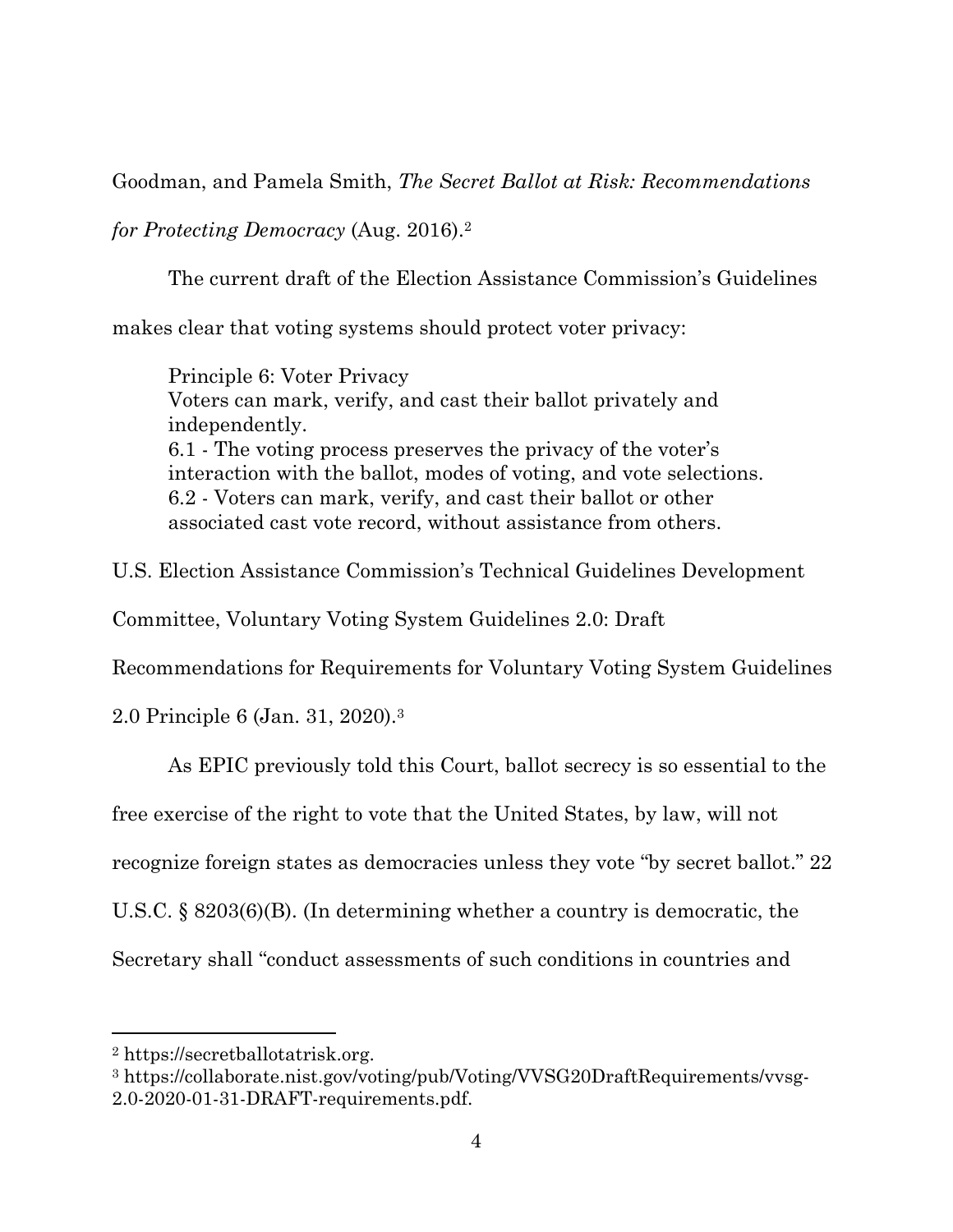Goodman, and Pamela Smith, *The Secret Ballot at Risk: Recommendations for Protecting Democracy* (Aug. 2016).[2]

The current draft of the Election Assistance Commission's Guidelines makes clear that voting systems should protect voter privacy:

> Principle 6: Voter Privacy
> Voters can mark, verify, and cast their ballot privately and independently.
> 6.1 - The voting process preserves the privacy of the voter's interaction with the ballot, modes of voting, and vote selections.
> 6.2 - Voters can mark, verify, and cast their ballot or other associated cast vote record, without assistance from others.

U.S. Election Assistance Commission's Technical Guidelines Development Committee, Voluntary Voting System Guidelines 2.0: Draft Recommendations for Requirements for Voluntary Voting System Guidelines 2.0 Principle 6 (Jan. 31, 2020).[3]

As EPIC previously told this Court, ballot secrecy is so essential to the free exercise of the right to vote that the United States, by law, will not recognize foreign states as democracies unless they vote "by secret ballot." 22 U.S.C. § 8203(6)(B). (In determining whether a country is democratic, the Secretary shall "conduct assessments of such conditions in countries and

---

[2] https://secretballotatrisk.org.

[3] https://collaborate.nist.gov/voting/pub/Voting/VVSG20DraftRequirements/vvsg-2.0-2020-01-31-DRAFT-requirements.pdf.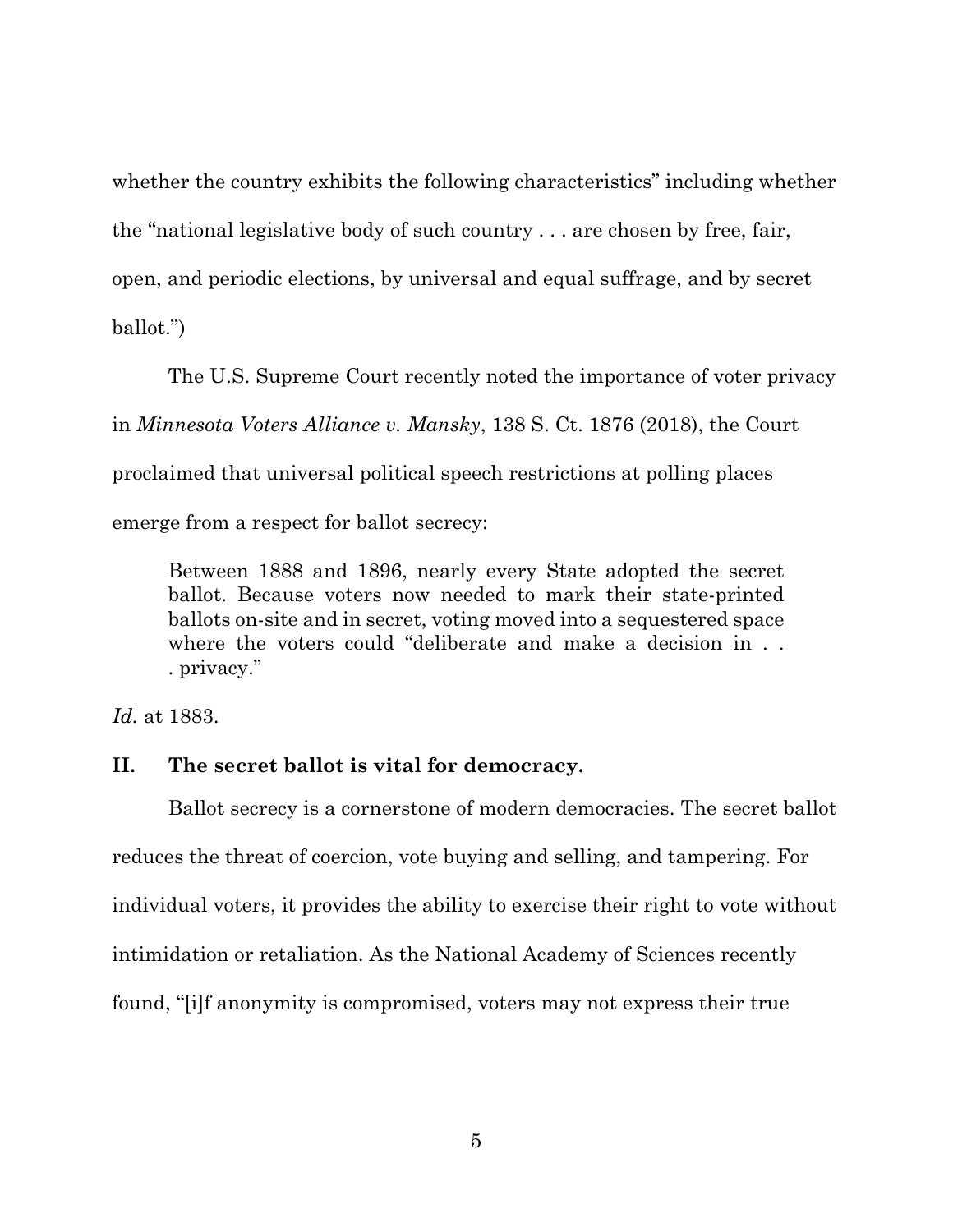whether the country exhibits the following characteristics" including whether the "national legislative body of such country . . . are chosen by free, fair, open, and periodic elections, by universal and equal suffrage, and by secret ballot.")

The U.S. Supreme Court recently noted the importance of voter privacy in *Minnesota Voters Alliance v. Mansky*, 138 S. Ct. 1876 (2018), the Court proclaimed that universal political speech restrictions at polling places emerge from a respect for ballot secrecy:

> Between 1888 and 1896, nearly every State adopted the secret ballot. Because voters now needed to mark their state-printed ballots on-site and in secret, voting moved into a sequestered space where the voters could "deliberate and make a decision in . . . privacy."

*Id.* at 1883.

## II. The secret ballot is vital for democracy.

Ballot secrecy is a cornerstone of modern democracies. The secret ballot reduces the threat of coercion, vote buying and selling, and tampering. For individual voters, it provides the ability to exercise their right to vote without intimidation or retaliation. As the National Academy of Sciences recently found, "[i]f anonymity is compromised, voters may not express their true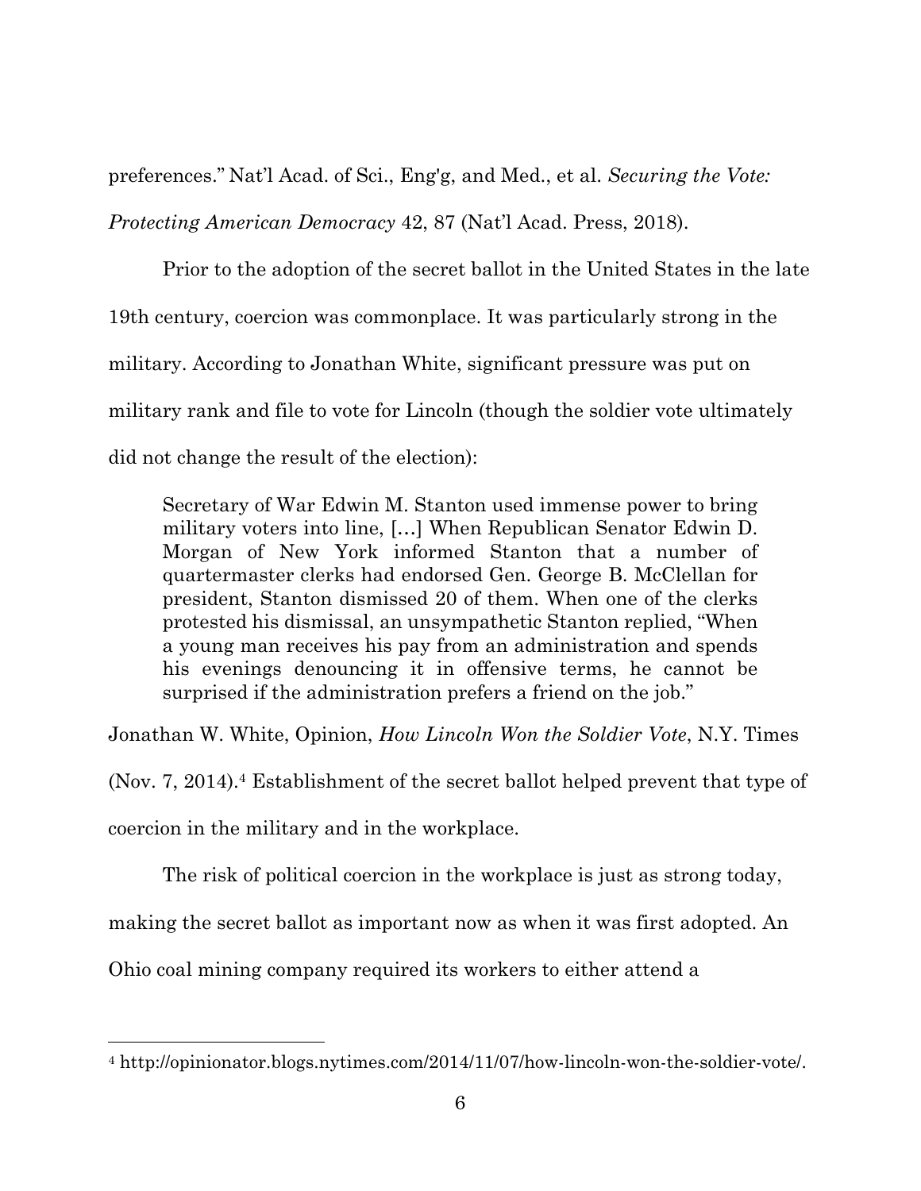preferences." Nat'l Acad. of Sci., Eng'g, and Med., et al. *Securing the Vote: Protecting American Democracy* 42, 87 (Nat'l Acad. Press, 2018).

Prior to the adoption of the secret ballot in the United States in the late 19th century, coercion was commonplace. It was particularly strong in the military. According to Jonathan White, significant pressure was put on military rank and file to vote for Lincoln (though the soldier vote ultimately did not change the result of the election):

> Secretary of War Edwin M. Stanton used immense power to bring military voters into line, […] When Republican Senator Edwin D. Morgan of New York informed Stanton that a number of quartermaster clerks had endorsed Gen. George B. McClellan for president, Stanton dismissed 20 of them. When one of the clerks protested his dismissal, an unsympathetic Stanton replied, "When a young man receives his pay from an administration and spends his evenings denouncing it in offensive terms, he cannot be surprised if the administration prefers a friend on the job."

Jonathan W. White, Opinion, *How Lincoln Won the Soldier Vote*, N.Y. Times (Nov. 7, 2014).[4] Establishment of the secret ballot helped prevent that type of coercion in the military and in the workplace.

The risk of political coercion in the workplace is just as strong today, making the secret ballot as important now as when it was first adopted. An Ohio coal mining company required its workers to either attend a

---

[4] http://opinionator.blogs.nytimes.com/2014/11/07/how-lincoln-won-the-soldier-vote/.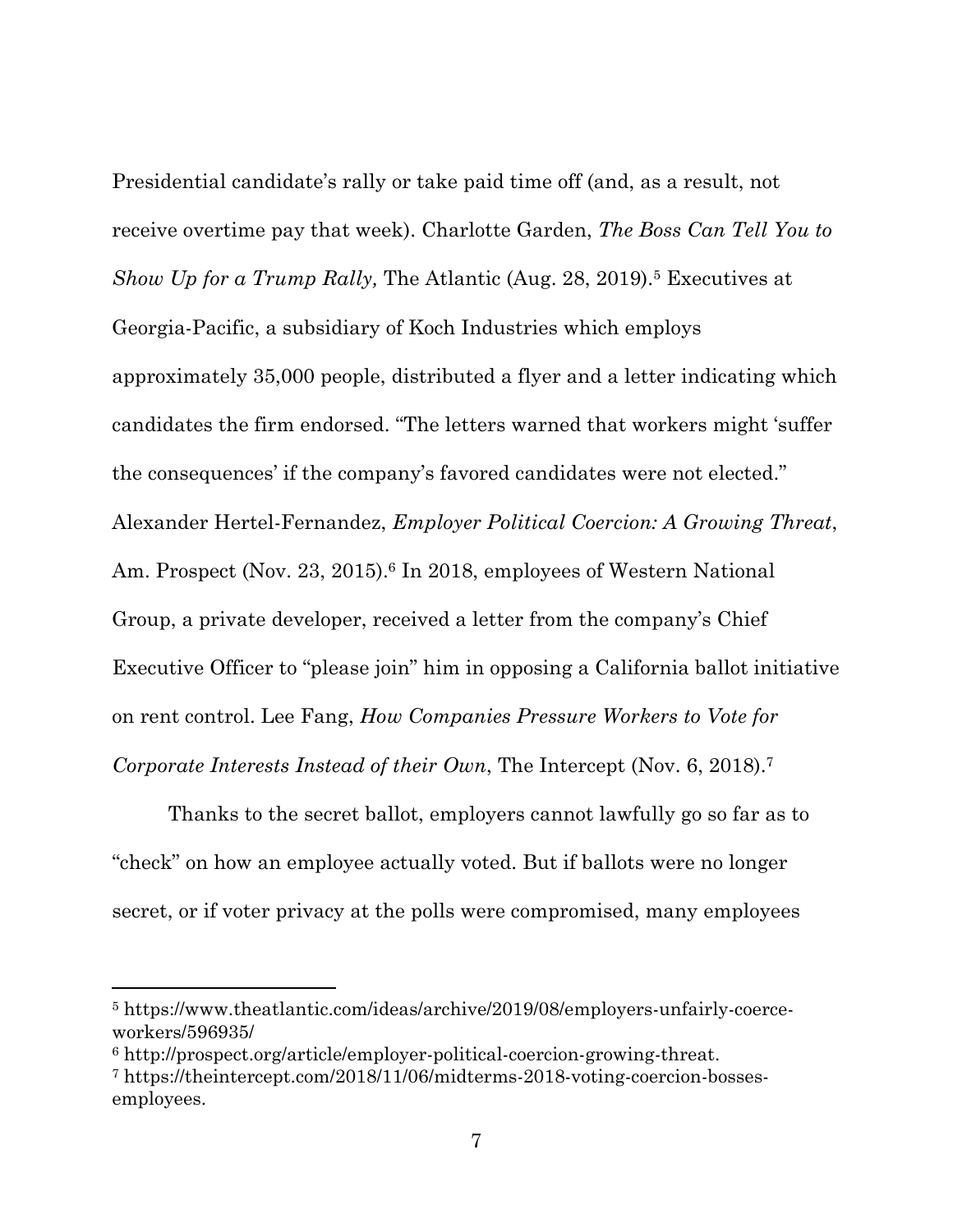Presidential candidate's rally or take paid time off (and, as a result, not receive overtime pay that week). Charlotte Garden, *The Boss Can Tell You to Show Up for a Trump Rally,* The Atlantic (Aug. 28, 2019).[5] Executives at Georgia-Pacific, a subsidiary of Koch Industries which employs approximately 35,000 people, distributed a flyer and a letter indicating which candidates the firm endorsed. "The letters warned that workers might 'suffer the consequences' if the company's favored candidates were not elected." Alexander Hertel-Fernandez, *Employer Political Coercion: A Growing Threat*, Am. Prospect (Nov. 23, 2015).[6] In 2018, employees of Western National Group, a private developer, received a letter from the company's Chief Executive Officer to "please join" him in opposing a California ballot initiative on rent control. Lee Fang, *How Companies Pressure Workers to Vote for Corporate Interests Instead of their Own*, The Intercept (Nov. 6, 2018).[7]

Thanks to the secret ballot, employers cannot lawfully go so far as to "check" on how an employee actually voted. But if ballots were no longer secret, or if voter privacy at the polls were compromised, many employees

---

[5] https://www.theatlantic.com/ideas/archive/2019/08/employers-unfairly-coerce-workers/596935/

[6] http://prospect.org/article/employer-political-coercion-growing-threat.

[7] https://theintercept.com/2018/11/06/midterms-2018-voting-coercion-bosses-employees.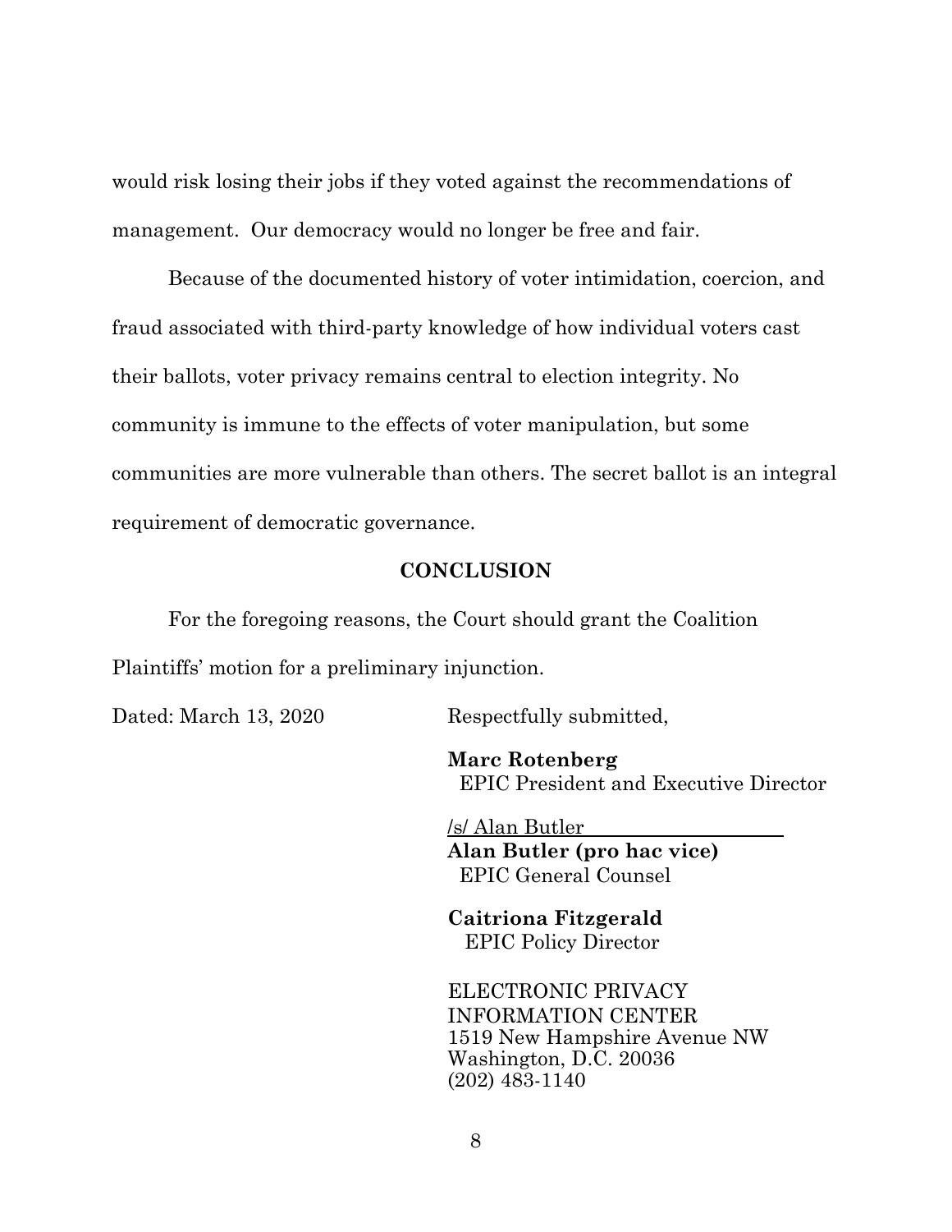would risk losing their jobs if they voted against the recommendations of management. Our democracy would no longer be free and fair.

Because of the documented history of voter intimidation, coercion, and fraud associated with third-party knowledge of how individual voters cast their ballots, voter privacy remains central to election integrity. No community is immune to the effects of voter manipulation, but some communities are more vulnerable than others. The secret ballot is an integral requirement of democratic governance.

## CONCLUSION

For the foregoing reasons, the Court should grant the Coalition Plaintiffs' motion for a preliminary injunction.

Dated: March 13, 2020

Respectfully submitted,

**Marc Rotenberg**
EPIC President and Executive Director

/s/ Alan Butler
**Alan Butler (pro hac vice)**
EPIC General Counsel

**Caitriona Fitzgerald**
EPIC Policy Director

ELECTRONIC PRIVACY INFORMATION CENTER
1519 New Hampshire Avenue NW
Washington, D.C. 20036
(202) 483-1140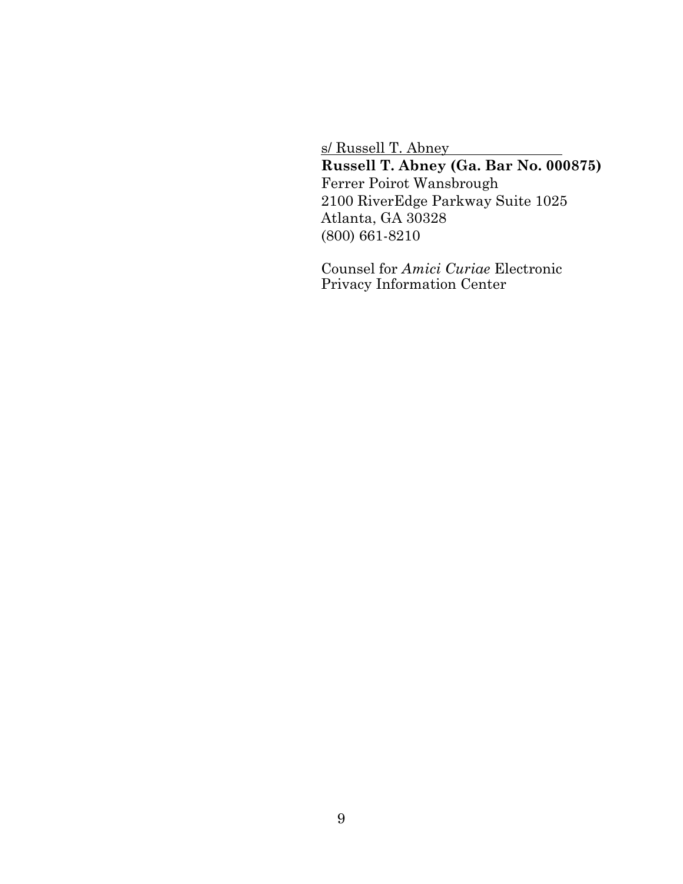s/ Russell T. Abney

**Russell T. Abney (Ga. Bar No. 000875)**
Ferrer Poirot Wansbrough
2100 RiverEdge Parkway Suite 1025
Atlanta, GA 30328
(800) 661-8210

Counsel for *Amici Curiae* Electronic Privacy Information Center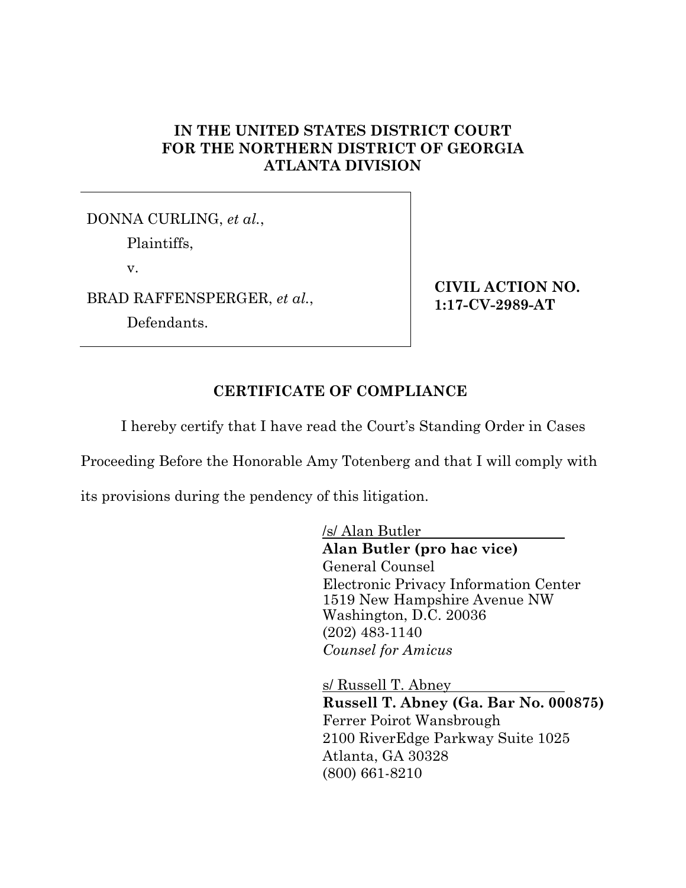**IN THE UNITED STATES DISTRICT COURT**
**FOR THE NORTHERN DISTRICT OF GEORGIA**
**ATLANTA DIVISION**

| | |
|---|---|
| DONNA CURLING, *et al.*,<br>Plaintiffs,<br>v.<br>BRAD RAFFENSPERGER, *et al.*,<br>Defendants. | **CIVIL ACTION NO. 1:17-CV-2989-AT** |

## CERTIFICATE OF COMPLIANCE

I hereby certify that I have read the Court's Standing Order in Cases Proceeding Before the Honorable Amy Totenberg and that I will comply with its provisions during the pendency of this litigation.

/s/ Alan Butler
**Alan Butler (pro hac vice)**
General Counsel
Electronic Privacy Information Center
1519 New Hampshire Avenue NW
Washington, D.C. 20036
(202) 483-1140
*Counsel for Amicus*

s/ Russell T. Abney
**Russell T. Abney (Ga. Bar No. 000875)**
Ferrer Poirot Wansbrough
2100 RiverEdge Parkway Suite 1025
Atlanta, GA 30328
(800) 661-8210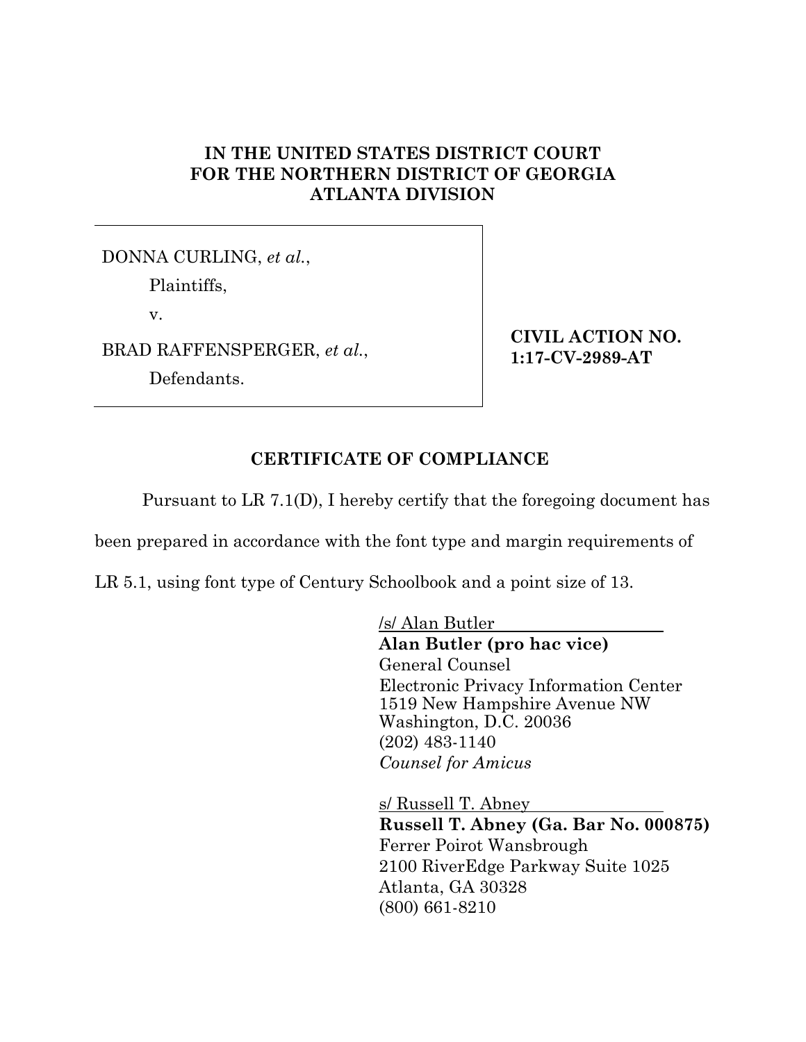**IN THE UNITED STATES DISTRICT COURT**
**FOR THE NORTHERN DISTRICT OF GEORGIA**
**ATLANTA DIVISION**

DONNA CURLING, *et al.*,

Plaintiffs,

v.

BRAD RAFFENSPERGER, *et al.*,

Defendants.

**CIVIL ACTION NO. 1:17-CV-2989-AT**

## CERTIFICATE OF COMPLIANCE

Pursuant to LR 7.1(D), I hereby certify that the foregoing document has been prepared in accordance with the font type and margin requirements of LR 5.1, using font type of Century Schoolbook and a point size of 13.

/s/ Alan Butler
**Alan Butler (pro hac vice)**
General Counsel
Electronic Privacy Information Center
1519 New Hampshire Avenue NW
Washington, D.C. 20036
(202) 483-1140
*Counsel for Amicus*

s/ Russell T. Abney
**Russell T. Abney (Ga. Bar No. 000875)**
Ferrer Poirot Wansbrough
2100 RiverEdge Parkway Suite 1025
Atlanta, GA 30328
(800) 661-8210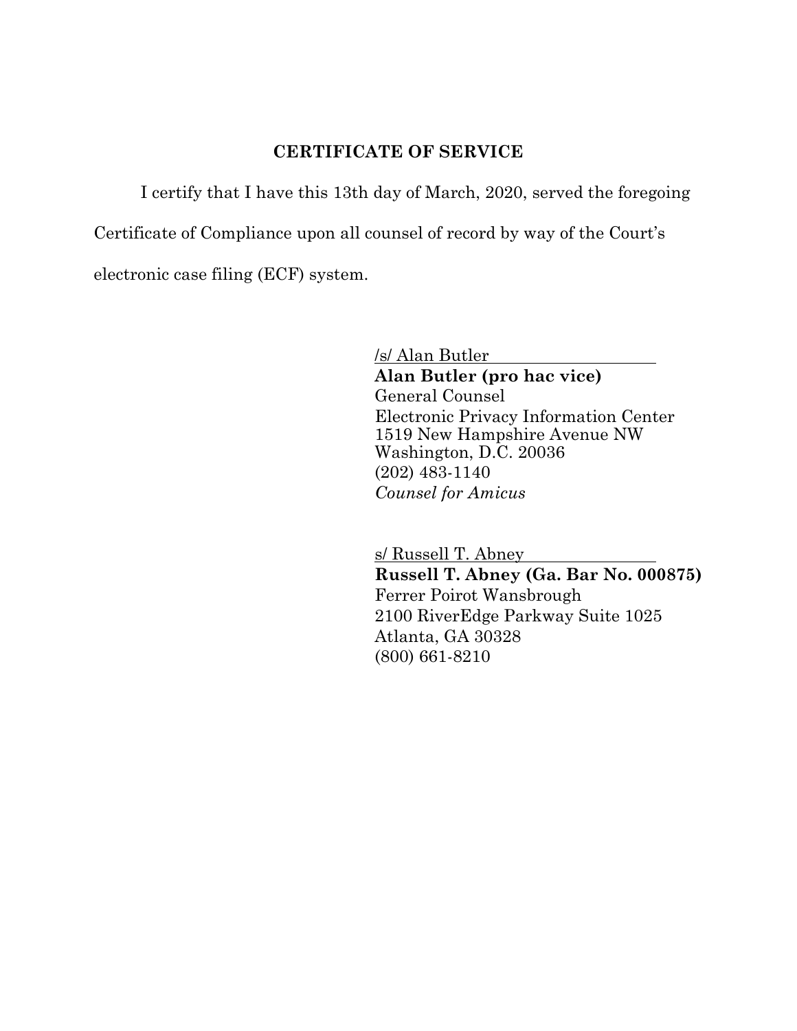## CERTIFICATE OF SERVICE

I certify that I have this 13th day of March, 2020, served the foregoing Certificate of Compliance upon all counsel of record by way of the Court's electronic case filing (ECF) system.

/s/ Alan Butler  
**Alan Butler (pro hac vice)**  
General Counsel  
Electronic Privacy Information Center  
1519 New Hampshire Avenue NW  
Washington, D.C. 20036  
(202) 483-1140  
*Counsel for Amicus*

s/ Russell T. Abney  
**Russell T. Abney (Ga. Bar No. 000875)**  
Ferrer Poirot Wansbrough  
2100 RiverEdge Parkway Suite 1025  
Atlanta, GA 30328  
(800) 661-8210